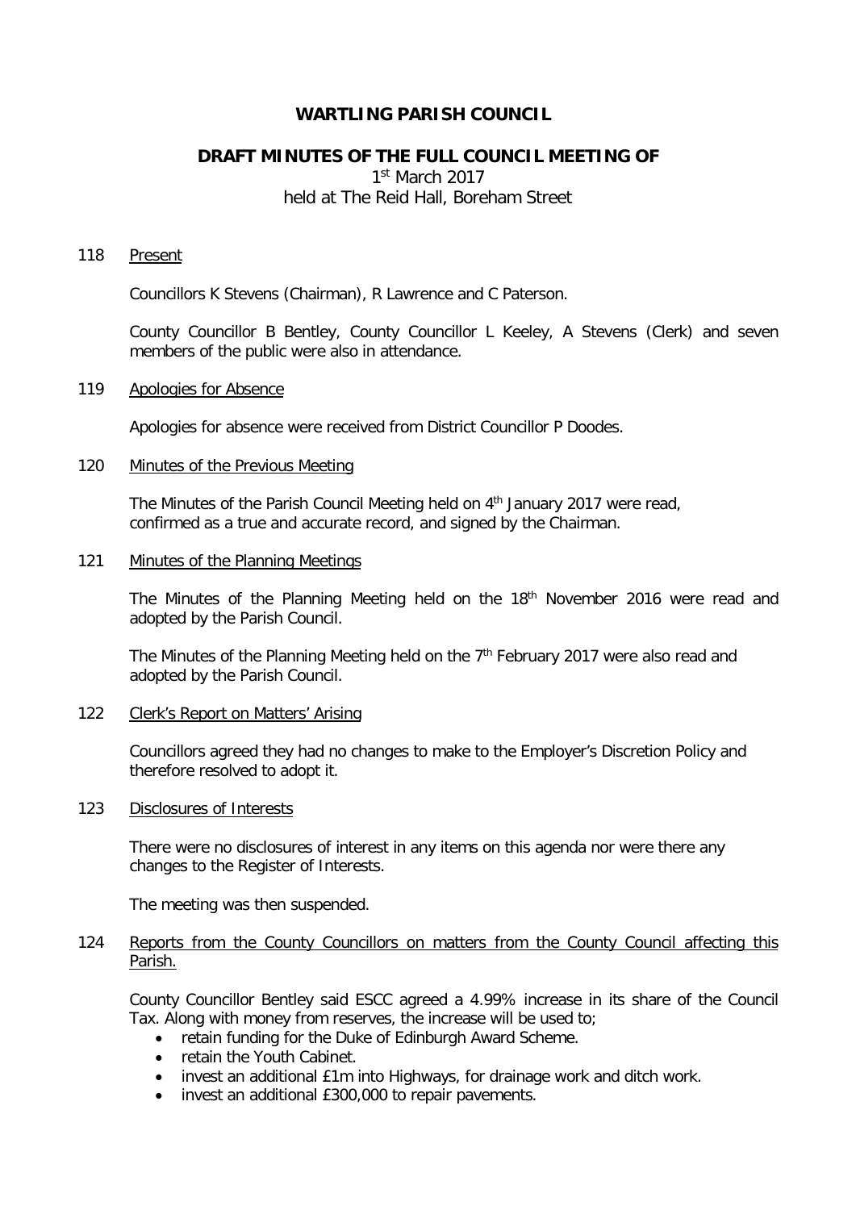# WARTLING PARISH COUNCIL

## DRAFT MINUTES OF THE FULL COUNCIL MEETING OF

1st March 2017
held at The Reid Hall, Boreham Street

118 Present

Councillors K Stevens (Chairman), R Lawrence and C Paterson.

County Councillor B Bentley, County Councillor L Keeley, A Stevens (Clerk) and seven members of the public were also in attendance.

119 Apologies for Absence

Apologies for absence were received from District Councillor P Doodes.

120 Minutes of the Previous Meeting

The Minutes of the Parish Council Meeting held on 4th January 2017 were read, confirmed as a true and accurate record, and signed by the Chairman.

121 Minutes of the Planning Meetings

The Minutes of the Planning Meeting held on the 18th November 2016 were read and adopted by the Parish Council.

The Minutes of the Planning Meeting held on the 7th February 2017 were also read and adopted by the Parish Council.

122 Clerk's Report on Matters' Arising

Councillors agreed they had no changes to make to the Employer's Discretion Policy and therefore resolved to adopt it.

123 Disclosures of Interests

There were no disclosures of interest in any items on this agenda nor were there any changes to the Register of Interests.

The meeting was then suspended.

124 Reports from the County Councillors on matters from the County Council affecting this Parish.

County Councillor Bentley said ESCC agreed a 4.99% increase in its share of the Council Tax. Along with money from reserves, the increase will be used to;

- retain funding for the Duke of Edinburgh Award Scheme.
- retain the Youth Cabinet.
- invest an additional £1m into Highways, for drainage work and ditch work.
- invest an additional £300,000 to repair pavements.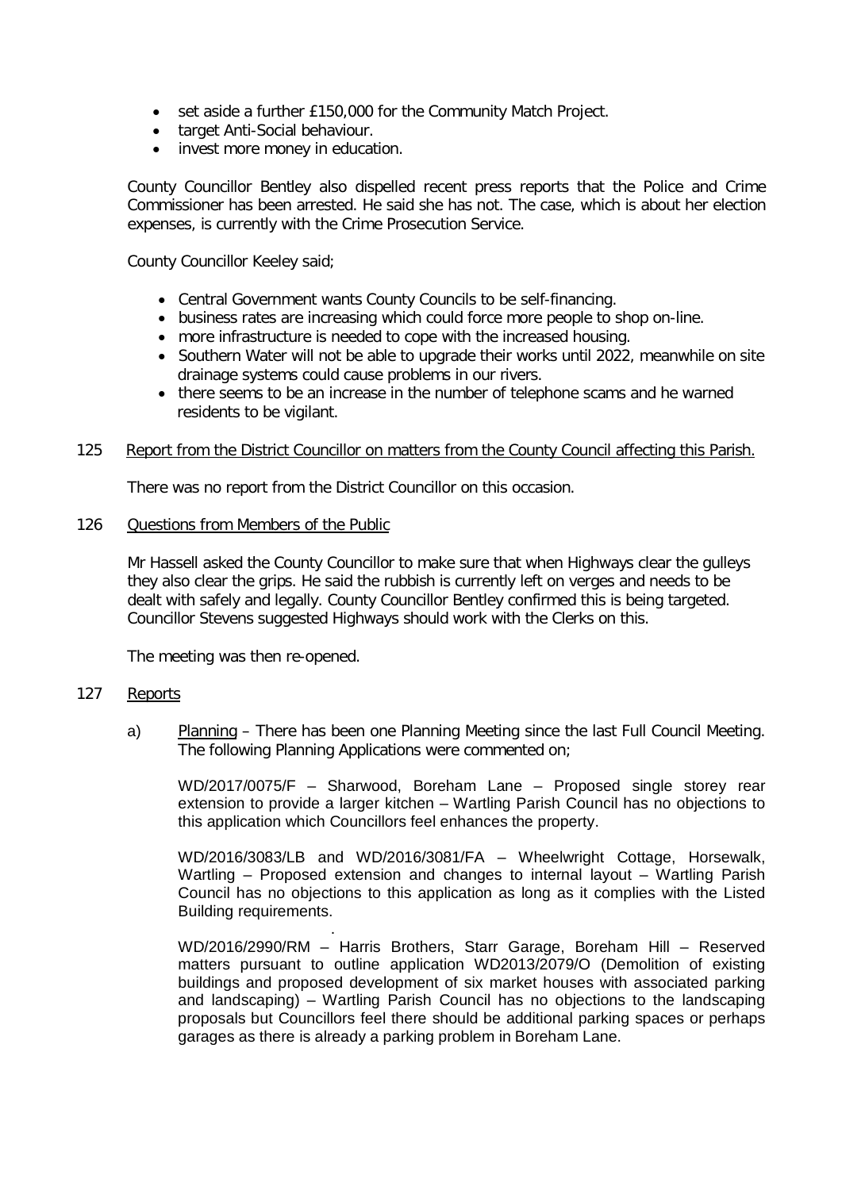- set aside a further £150,000 for the Community Match Project.
- target Anti-Social behaviour.
- invest more money in education.

County Councillor Bentley also dispelled recent press reports that the Police and Crime Commissioner has been arrested. He said she has not. The case, which is about her election expenses, is currently with the Crime Prosecution Service.

County Councillor Keeley said;

- Central Government wants County Councils to be self-financing.
- business rates are increasing which could force more people to shop on-line.
- more infrastructure is needed to cope with the increased housing.
- Southern Water will not be able to upgrade their works until 2022, meanwhile on site drainage systems could cause problems in our rivers.
- there seems to be an increase in the number of telephone scams and he warned residents to be vigilant.

125 Report from the District Councillor on matters from the County Council affecting this Parish.

There was no report from the District Councillor on this occasion.

126 Questions from Members of the Public

Mr Hassell asked the County Councillor to make sure that when Highways clear the gulleys they also clear the grips. He said the rubbish is currently left on verges and needs to be dealt with safely and legally. County Councillor Bentley confirmed this is being targeted. Councillor Stevens suggested Highways should work with the Clerks on this.

The meeting was then re-opened.

127 Reports

a) Planning – There has been one Planning Meeting since the last Full Council Meeting. The following Planning Applications were commented on;

WD/2017/0075/F – Sharwood, Boreham Lane – Proposed single storey rear extension to provide a larger kitchen – Wartling Parish Council has no objections to this application which Councillors feel enhances the property.

WD/2016/3083/LB and WD/2016/3081/FA – Wheelwright Cottage, Horsewalk, Wartling – Proposed extension and changes to internal layout – Wartling Parish Council has no objections to this application as long as it complies with the Listed Building requirements.

WD/2016/2990/RM – Harris Brothers, Starr Garage, Boreham Hill – Reserved matters pursuant to outline application WD2013/2079/O (Demolition of existing buildings and proposed development of six market houses with associated parking and landscaping) – Wartling Parish Council has no objections to the landscaping proposals but Councillors feel there should be additional parking spaces or perhaps garages as there is already a parking problem in Boreham Lane.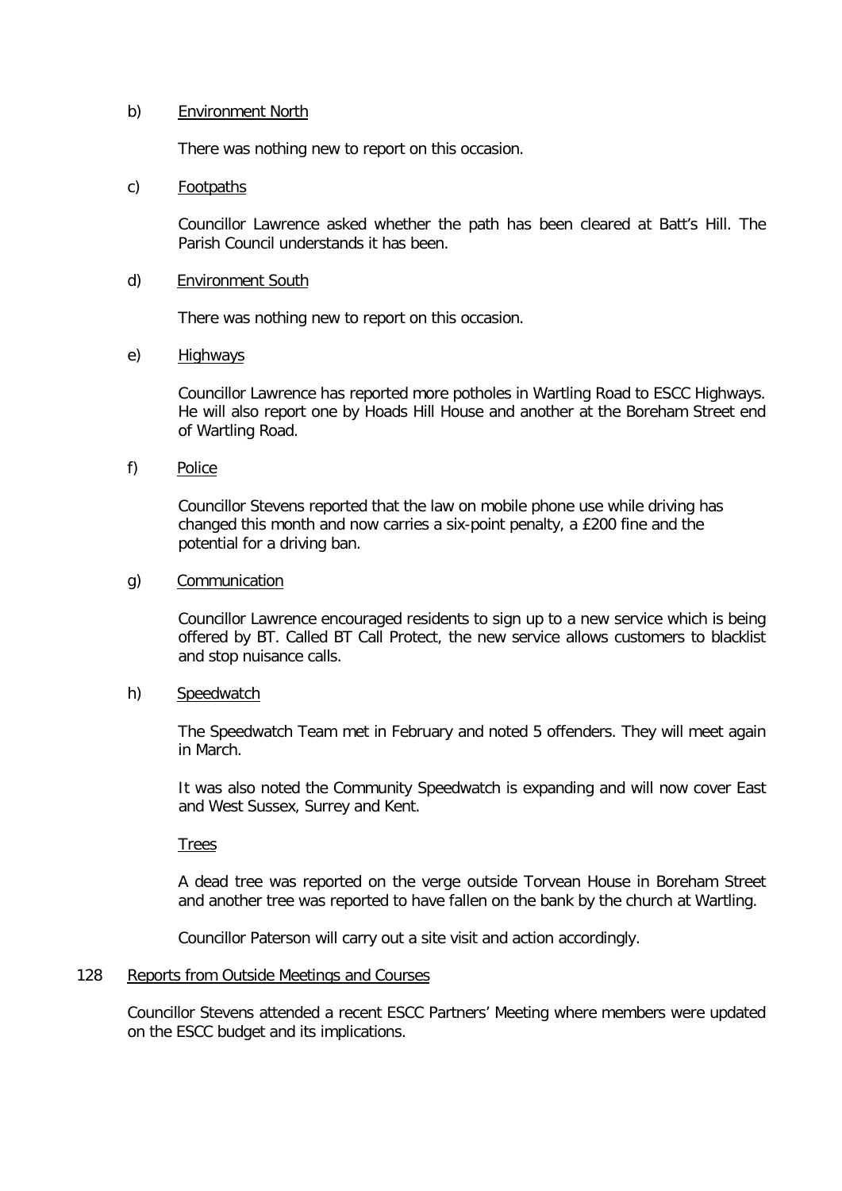b) <u>Environment North</u>

There was nothing new to report on this occasion.

c) <u>Footpaths</u>

Councillor Lawrence asked whether the path has been cleared at Batt's Hill. The Parish Council understands it has been.

d) <u>Environment South</u>

There was nothing new to report on this occasion.

e) <u>Highways</u>

Councillor Lawrence has reported more potholes in Wartling Road to ESCC Highways. He will also report one by Hoads Hill House and another at the Boreham Street end of Wartling Road.

f) <u>Police</u>

Councillor Stevens reported that the law on mobile phone use while driving has changed this month and now carries a six-point penalty, a £200 fine and the potential for a driving ban.

g) <u>Communication</u>

Councillor Lawrence encouraged residents to sign up to a new service which is being offered by BT. Called BT Call Protect, the new service allows customers to blacklist and stop nuisance calls.

h) <u>Speedwatch</u>

The Speedwatch Team met in February and noted 5 offenders. They will meet again in March.

It was also noted the Community Speedwatch is expanding and will now cover East and West Sussex, Surrey and Kent.

<u>Trees</u>

A dead tree was reported on the verge outside Torvean House in Boreham Street and another tree was reported to have fallen on the bank by the church at Wartling.

Councillor Paterson will carry out a site visit and action accordingly.

128 <u>Reports from Outside Meetings and Courses</u>

Councillor Stevens attended a recent ESCC Partners' Meeting where members were updated on the ESCC budget and its implications.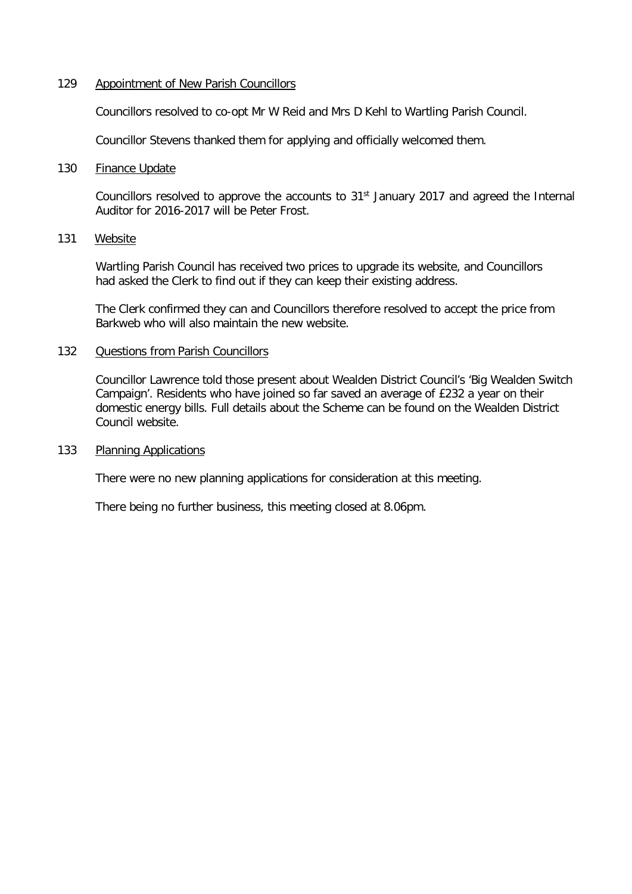129 <u>Appointment of New Parish Councillors</u>

Councillors resolved to co-opt Mr W Reid and Mrs D Kehl to Wartling Parish Council.

Councillor Stevens thanked them for applying and officially welcomed them.

130 <u>Finance Update</u>

Councillors resolved to approve the accounts to 31st January 2017 and agreed the Internal Auditor for 2016-2017 will be Peter Frost.

131 <u>Website</u>

Wartling Parish Council has received two prices to upgrade its website, and Councillors had asked the Clerk to find out if they can keep their existing address.

The Clerk confirmed they can and Councillors therefore resolved to accept the price from Barkweb who will also maintain the new website.

132 <u>Questions from Parish Councillors</u>

Councillor Lawrence told those present about Wealden District Council's 'Big Wealden Switch Campaign'. Residents who have joined so far saved an average of £232 a year on their domestic energy bills. Full details about the Scheme can be found on the Wealden District Council website.

133 <u>Planning Applications</u>

There were no new planning applications for consideration at this meeting.

There being no further business, this meeting closed at 8.06pm.